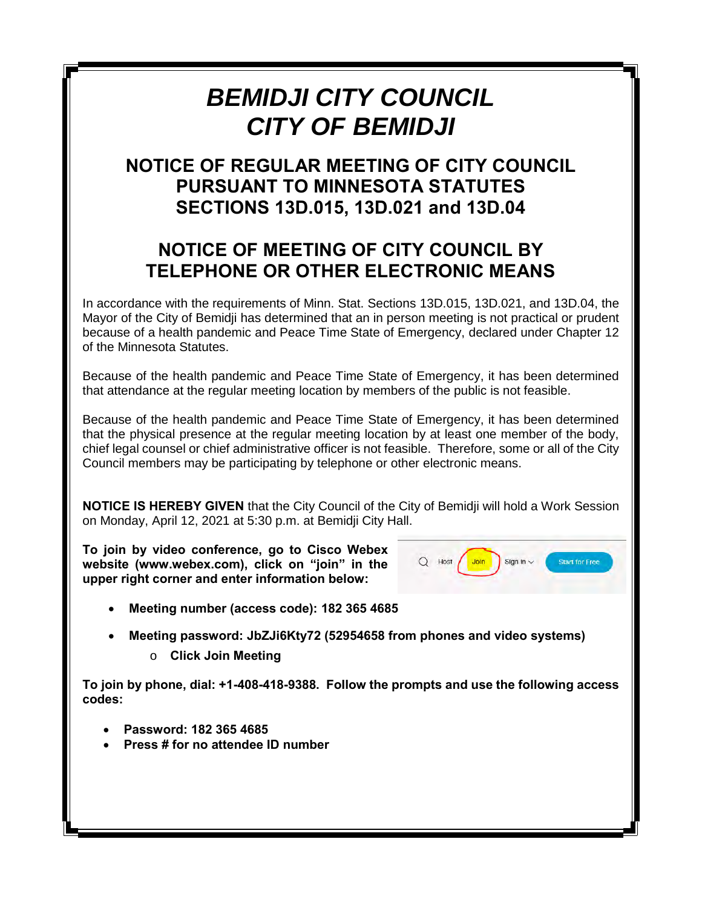# *BEMIDJI CITY COUNCIL*
# *CITY OF BEMIDJI*

## NOTICE OF REGULAR MEETING OF CITY COUNCIL PURSUANT TO MINNESOTA STATUTES SECTIONS 13D.015, 13D.021 and 13D.04

## NOTICE OF MEETING OF CITY COUNCIL BY TELEPHONE OR OTHER ELECTRONIC MEANS

In accordance with the requirements of Minn. Stat. Sections 13D.015, 13D.021, and 13D.04, the Mayor of the City of Bemidji has determined that an in person meeting is not practical or prudent because of a health pandemic and Peace Time State of Emergency, declared under Chapter 12 of the Minnesota Statutes.

Because of the health pandemic and Peace Time State of Emergency, it has been determined that attendance at the regular meeting location by members of the public is not feasible.

Because of the health pandemic and Peace Time State of Emergency, it has been determined that the physical presence at the regular meeting location by at least one member of the body, chief legal counsel or chief administrative officer is not feasible. Therefore, some or all of the City Council members may be participating by telephone or other electronic means.

**NOTICE IS HEREBY GIVEN** that the City Council of the City of Bemidji will hold a Work Session on Monday, April 12, 2021 at 5:30 p.m. at Bemidji City Hall.

**To join by video conference, go to Cisco Webex website (www.webex.com), click on "join" in the upper right corner and enter information below:**

- **Meeting number (access code): 182 365 4685**
- **Meeting password: JbZJi6Kty72 (52954658 from phones and video systems)**
  - **Click Join Meeting**

**To join by phone, dial: +1-408-418-9388. Follow the prompts and use the following access codes:**

- **Password: 182 365 4685**
- **Press # for no attendee ID number**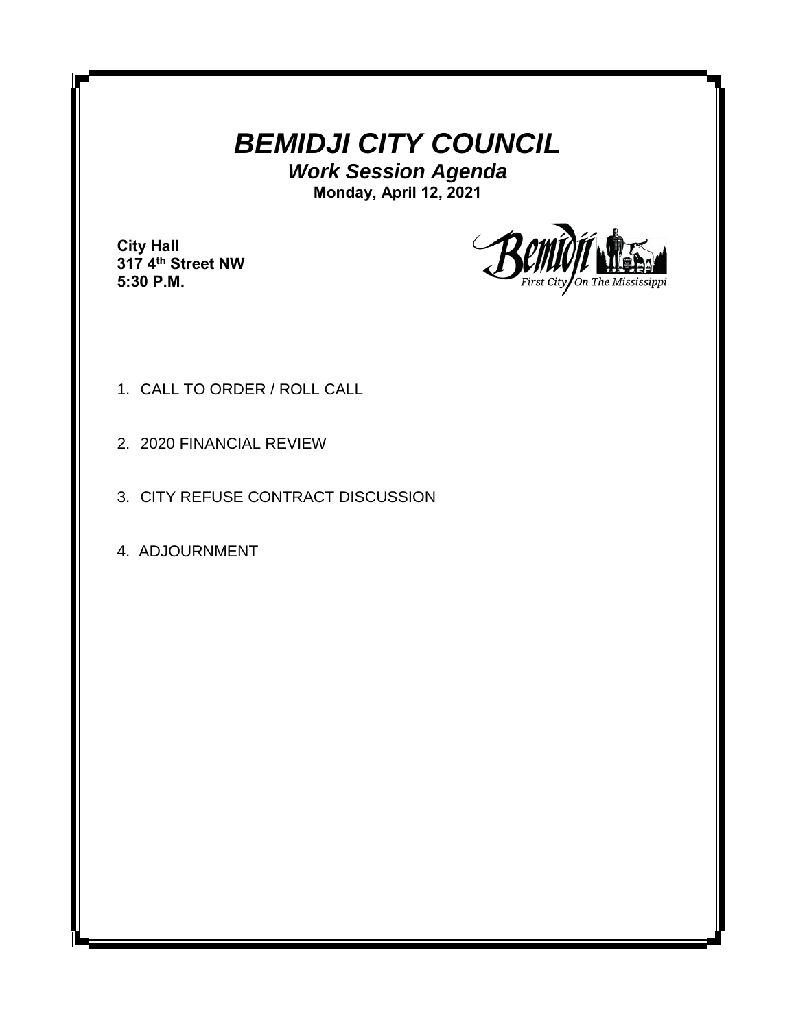# *BEMIDJI CITY COUNCIL*

## *Work Session Agenda*

**Monday, April 12, 2021**

**City Hall**
**317 4th Street NW**
**5:30 P.M.**

1. CALL TO ORDER / ROLL CALL

2. 2020 FINANCIAL REVIEW

3. CITY REFUSE CONTRACT DISCUSSION

4. ADJOURNMENT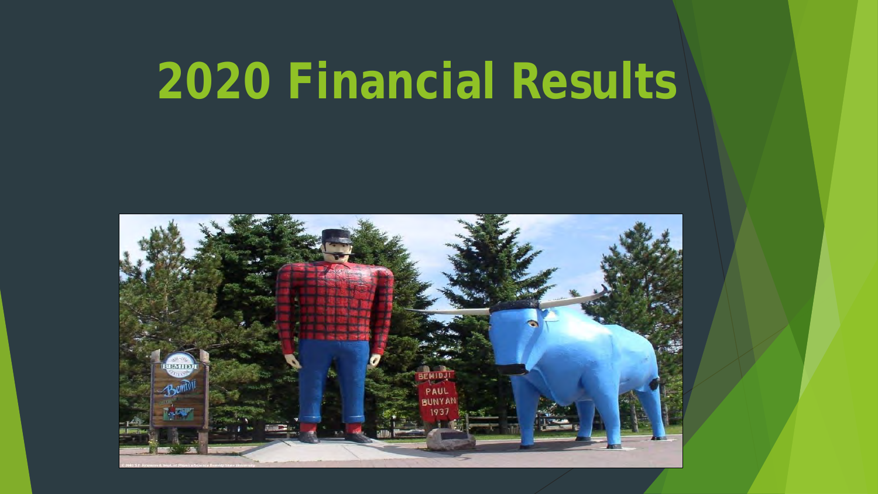# 2020 Financial Results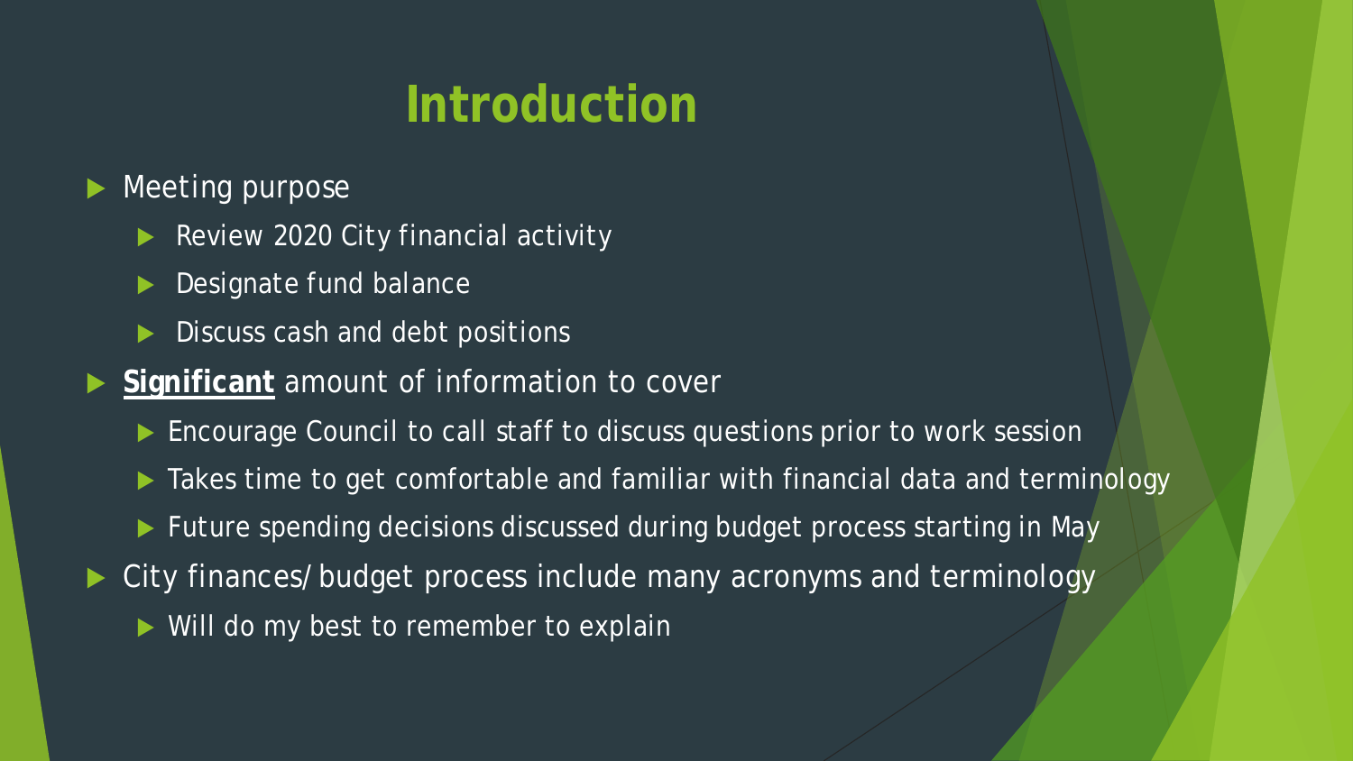# Introduction

- Meeting purpose
  - Review 2020 City financial activity
  - Designate fund balance
  - Discuss cash and debt positions
- **<u>Significant</u>** amount of information to cover
  - Encourage Council to call staff to discuss questions prior to work session
  - Takes time to get comfortable and familiar with financial data and terminology
  - Future spending decisions discussed during budget process starting in May
- City finances/budget process include many acronyms and terminology
  - Will do my best to remember to explain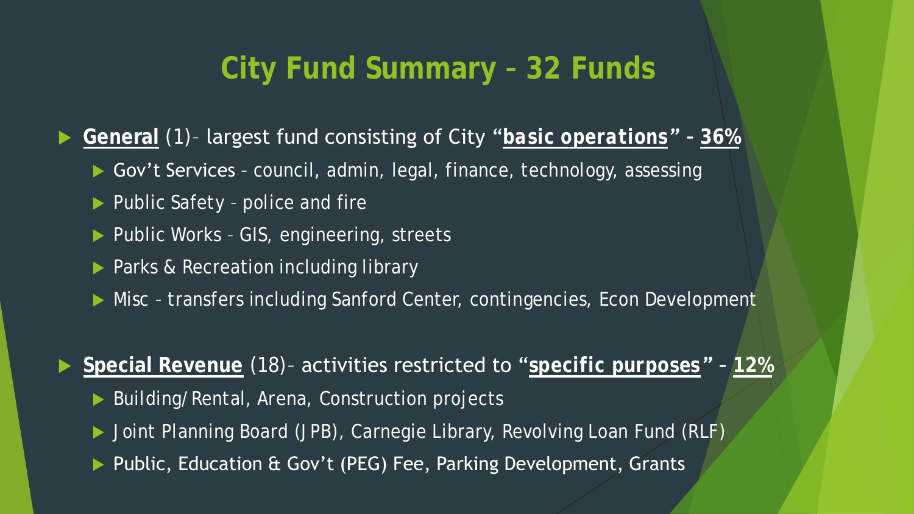# City Fund Summary – 32 Funds

- **General** (1)– largest fund consisting of City "***basic operations***" – **36%**
  - Gov't Services – council, admin, legal, finance, technology, assessing
  - Public Safety – police and fire
  - Public Works – GIS, engineering, streets
  - Parks & Recreation including library
  - Misc – transfers including Sanford Center, contingencies, Econ Development
- **Special Revenue** (18)– activities restricted to "***specific purposes***" – **12%**
  - Building/Rental, Arena, Construction projects
  - Joint Planning Board (JPB), Carnegie Library, Revolving Loan Fund (RLF)
  - Public, Education & Gov't (PEG) Fee, Parking Development, Grants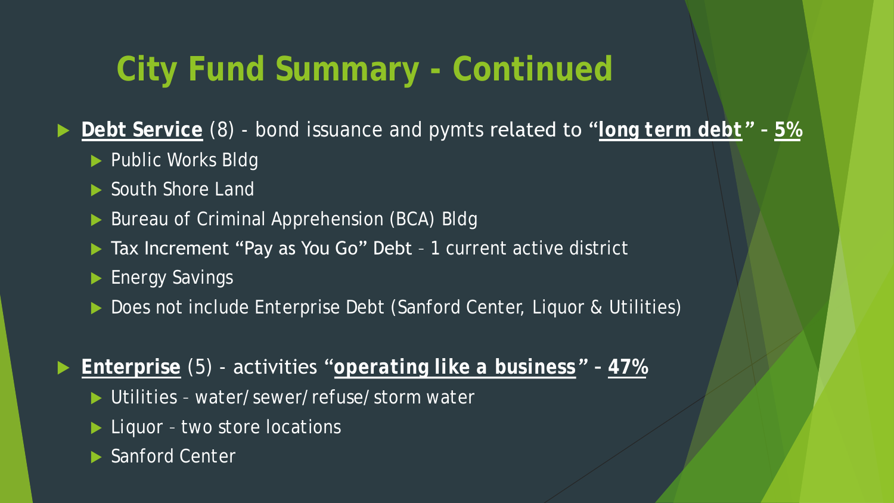# City Fund Summary - Continued

- **Debt Service** (8) - bond issuance and pymts related to "**long term debt**" – **5%**
  - Public Works Bldg
  - South Shore Land
  - Bureau of Criminal Apprehension (BCA) Bldg
  - Tax Increment "Pay as You Go" Debt – 1 current active district
  - Energy Savings
  - Does not include Enterprise Debt (Sanford Center, Liquor & Utilities)

- **Enterprise** (5) - activities "**operating like a business**" – **47%**
  - Utilities – water/sewer/refuse/storm water
  - Liquor – two store locations
  - Sanford Center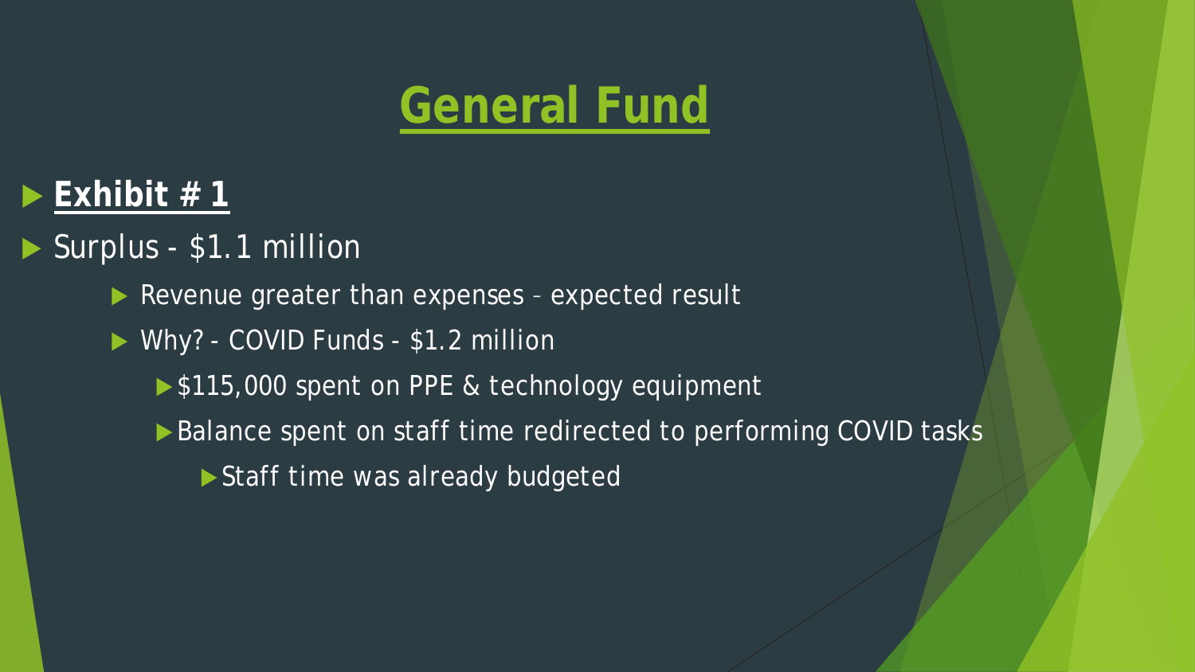# General Fund

- **Exhibit # 1**
- Surplus - $1.1 million
  - Revenue greater than expenses – expected result
  - Why? - COVID Funds - $1.2 million
    - $115,000 spent on PPE & technology equipment
    - Balance spent on staff time redirected to performing COVID tasks
      - Staff time was already budgeted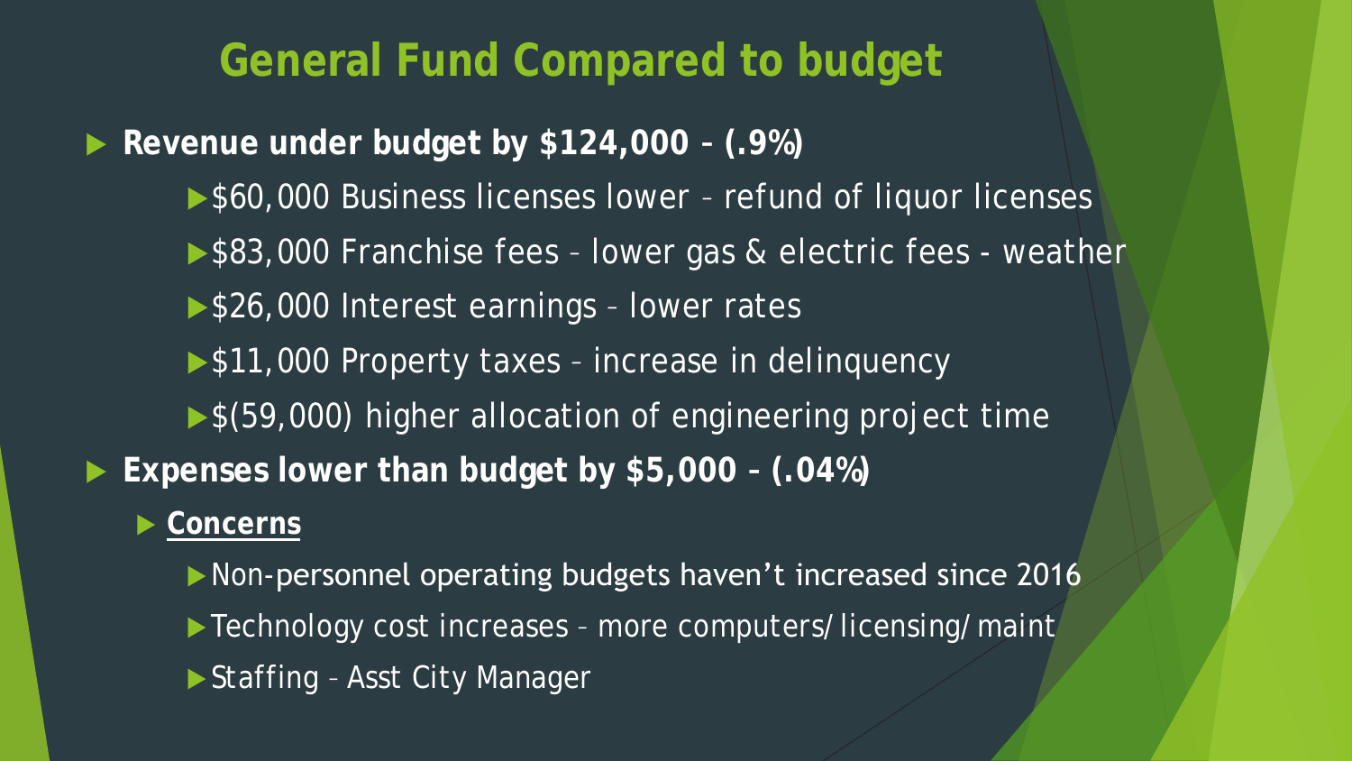# General Fund Compared to budget

- **Revenue under budget by $124,000 – (.9%)**
  - $60,000 Business licenses lower – refund of liquor licenses
  - $83,000 Franchise fees – lower gas & electric fees - weather
  - $26,000 Interest earnings – lower rates
  - $11,000 Property taxes – increase in delinquency
  - $(59,000) higher allocation of engineering project time
- **Expenses lower than budget by $5,000 – (.04%)**
  - **<u>Concerns</u>**
    - Non-personnel operating budgets haven't increased since 2016
    - Technology cost increases – more computers/licensing/maint
    - Staffing – Asst City Manager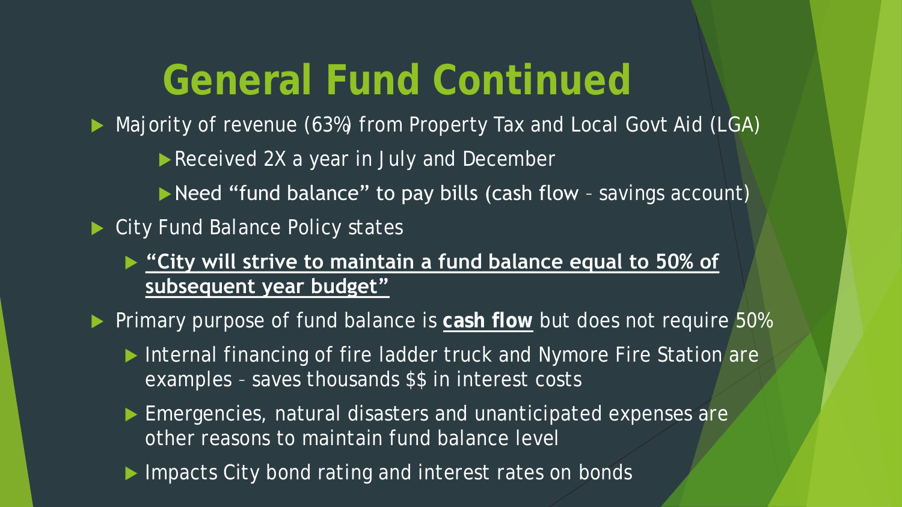# General Fund Continued

- Majority of revenue (63%) from Property Tax and Local Govt Aid (LGA)
  - Received 2X a year in July and December
  - Need "fund balance" to pay bills (cash flow – savings account)
- City Fund Balance Policy states
  - **"City will strive to maintain a fund balance equal to 50% of subsequent year budget"**
- Primary purpose of fund balance is **cash flow** but does not require 50%
  - Internal financing of fire ladder truck and Nymore Fire Station are examples – saves thousands $$ in interest costs
  - Emergencies, natural disasters and unanticipated expenses are other reasons to maintain fund balance level
  - Impacts City bond rating and interest rates on bonds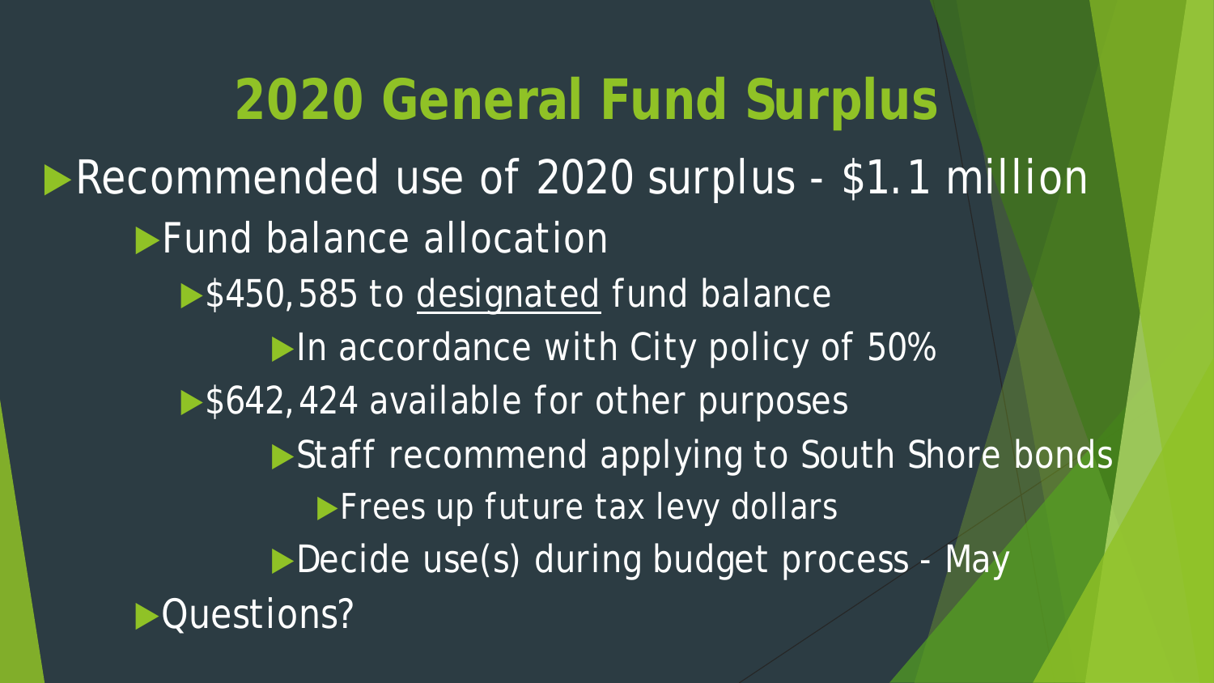# 2020 General Fund Surplus

- Recommended use of 2020 surplus - $1.1 million
  - Fund balance allocation
    - $450,585 to <u>designated</u> fund balance
      - In accordance with City policy of 50%
    - $642,424 available for other purposes
      - Staff recommend applying to South Shore bonds
        - Frees up future tax levy dollars
      - Decide use(s) during budget process - May
- Questions?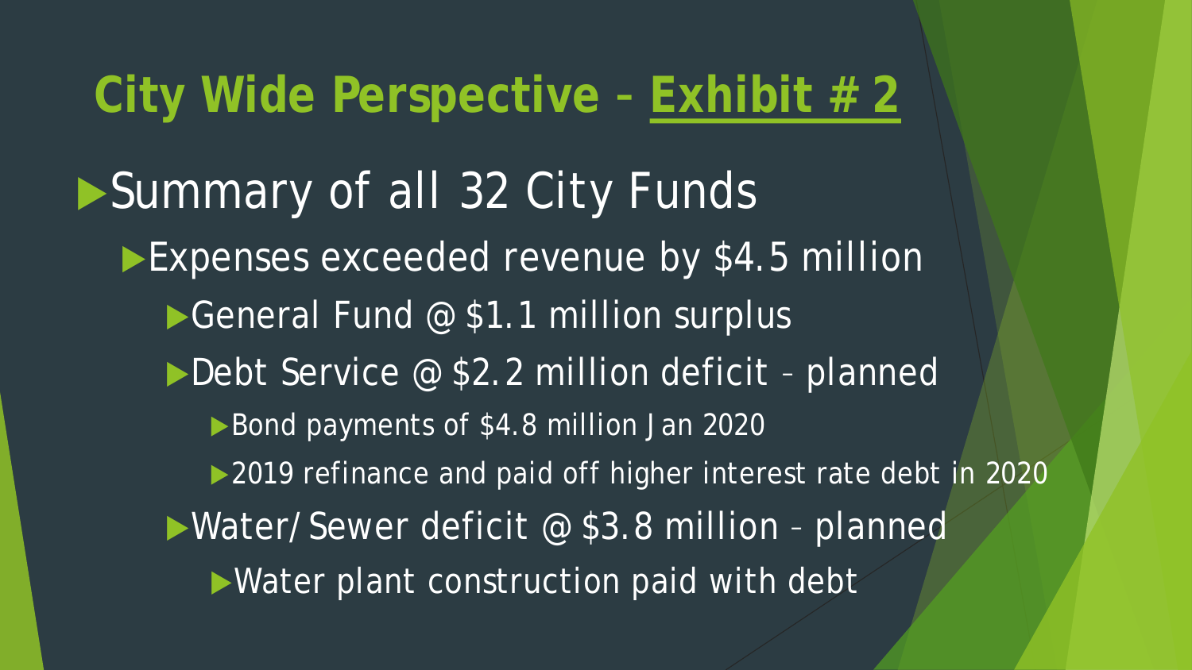# City Wide Perspective – <u>Exhibit # 2</u>

- Summary of all 32 City Funds
  - Expenses exceeded revenue by $4.5 million
    - General Fund @ $1.1 million surplus
    - Debt Service @ $2.2 million deficit – planned
      - Bond payments of $4.8 million Jan 2020
      - 2019 refinance and paid off higher interest rate debt in 2020
    - Water/Sewer deficit @ $3.8 million – planned
      - Water plant construction paid with debt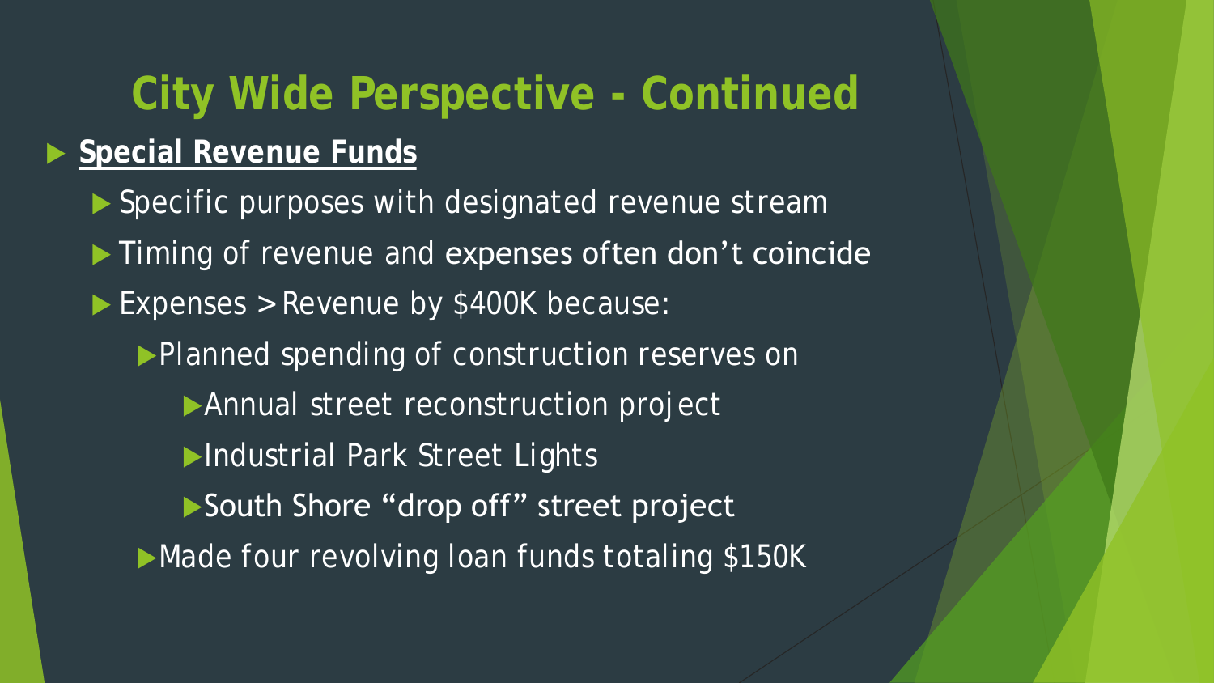# City Wide Perspective - Continued

- **Special Revenue Funds**
  - Specific purposes with designated revenue stream
  - Timing of revenue and expenses often don't coincide
  - Expenses > Revenue by $400K because:
    - Planned spending of construction reserves on
      - Annual street reconstruction project
      - Industrial Park Street Lights
      - South Shore "drop off" street project
    - Made four revolving loan funds totaling $150K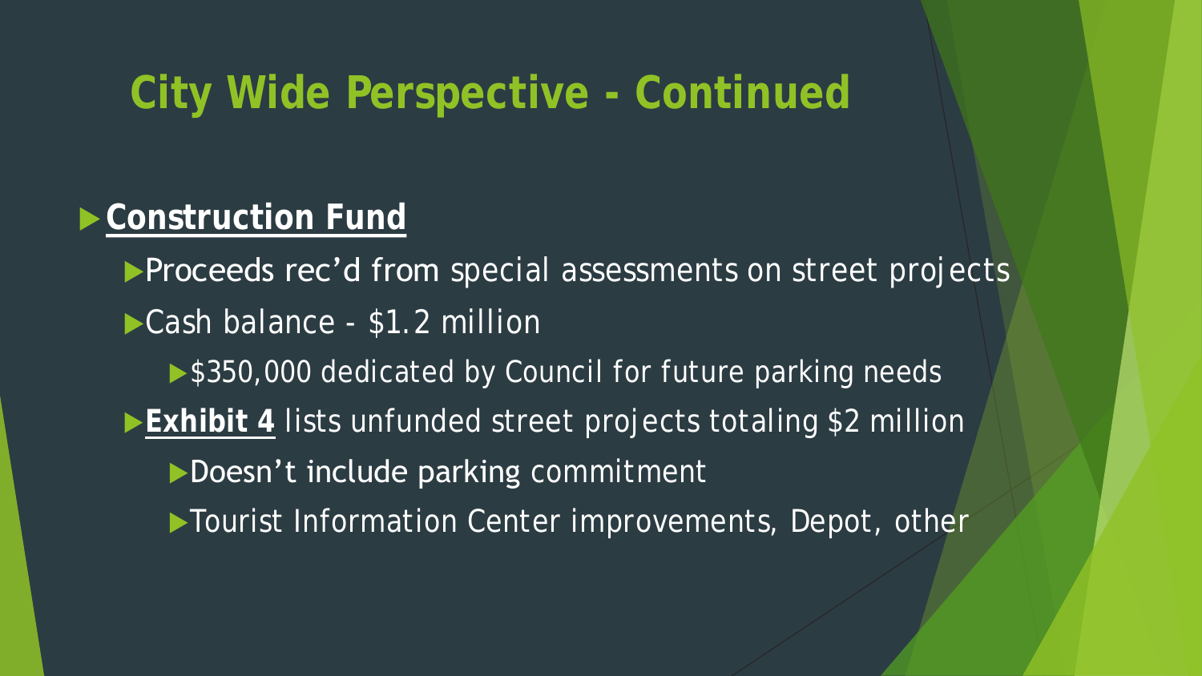# City Wide Perspective - Continued

- **Construction Fund**
  - Proceeds rec'd from special assessments on street projects
  - Cash balance - $1.2 million
    - $350,000 dedicated by Council for future parking needs
  - **Exhibit 4** lists unfunded street projects totaling $2 million
    - Doesn't include parking commitment
    - Tourist Information Center improvements, Depot, other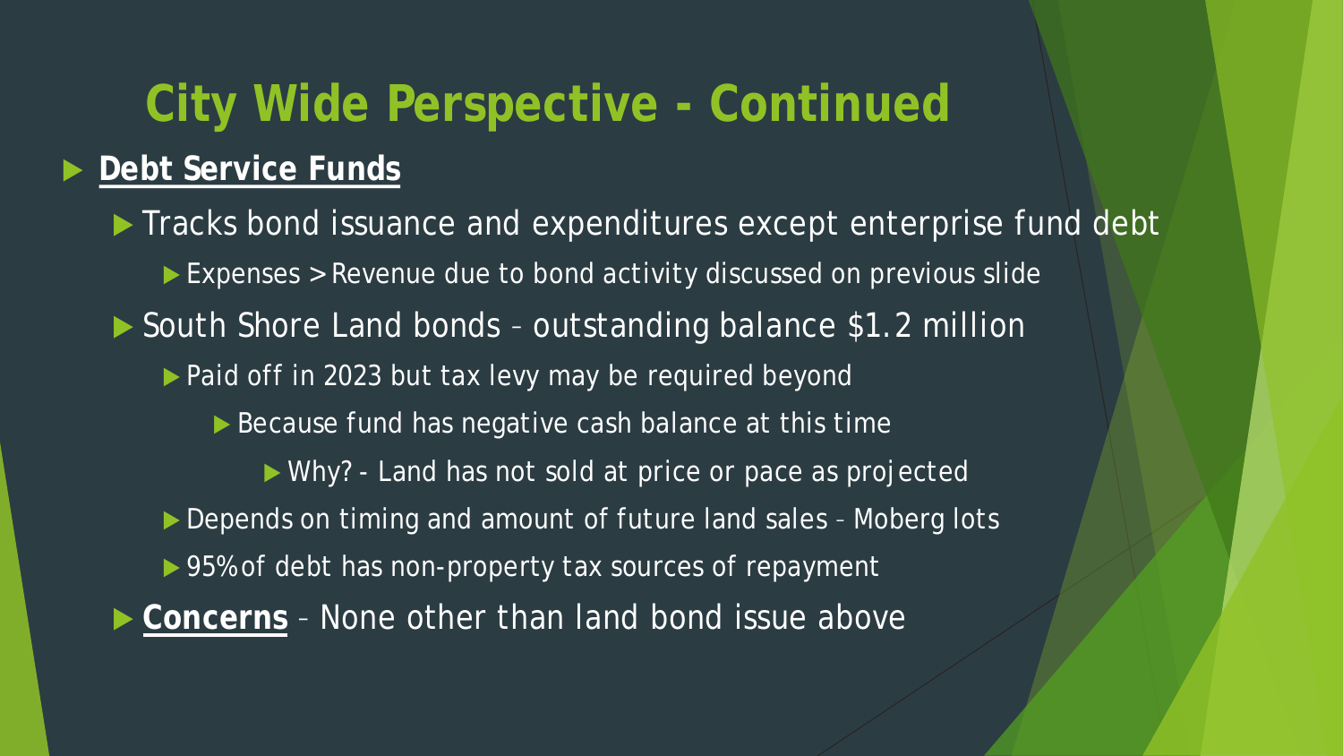# City Wide Perspective - Continued

- **Debt Service Funds**
  - Tracks bond issuance and expenditures except enterprise fund debt
    - Expenses > Revenue due to bond activity discussed on previous slide
  - South Shore Land bonds – outstanding balance $1.2 million
    - Paid off in 2023 but tax levy may be required beyond
      - Because fund has negative cash balance at this time
        - Why? - Land has not sold at price or pace as projected
    - Depends on timing and amount of future land sales – Moberg lots
    - 95% of debt has non-property tax sources of repayment
  - **Concerns** – None other than land bond issue above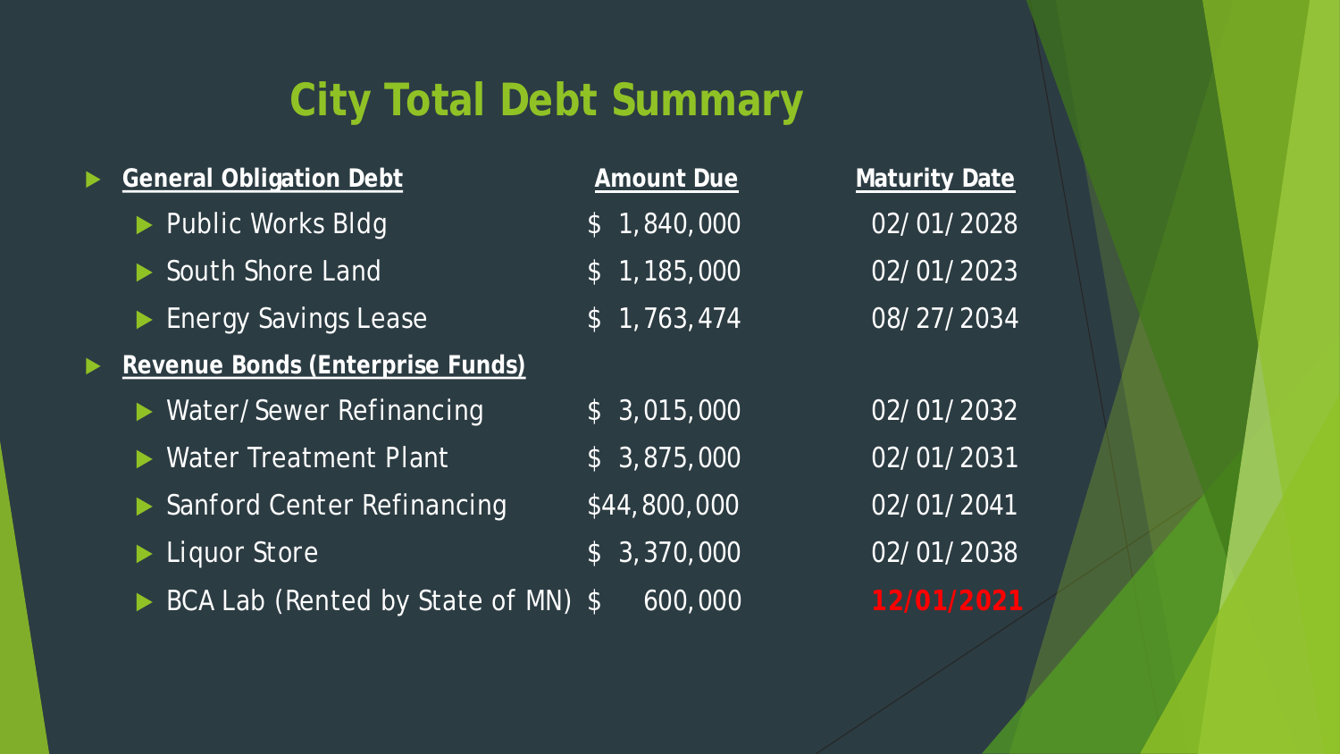# City Total Debt Summary

| General Obligation Debt | Amount Due | Maturity Date |
|---|---|---|
| Public Works Bldg | $ 1,840,000 | 02/01/2028 |
| South Shore Land | $ 1,185,000 | 02/01/2023 |
| Energy Savings Lease | $ 1,763,474 | 08/27/2034 |
| **Revenue Bonds (Enterprise Funds)** | | |
| Water/Sewer Refinancing | $ 3,015,000 | 02/01/2032 |
| Water Treatment Plant | $ 3,875,000 | 02/01/2031 |
| Sanford Center Refinancing | $44,800,000 | 02/01/2041 |
| Liquor Store | $ 3,370,000 | 02/01/2038 |
| BCA Lab (Rented by State of MN) | $ 600,000 | **12/01/2021** |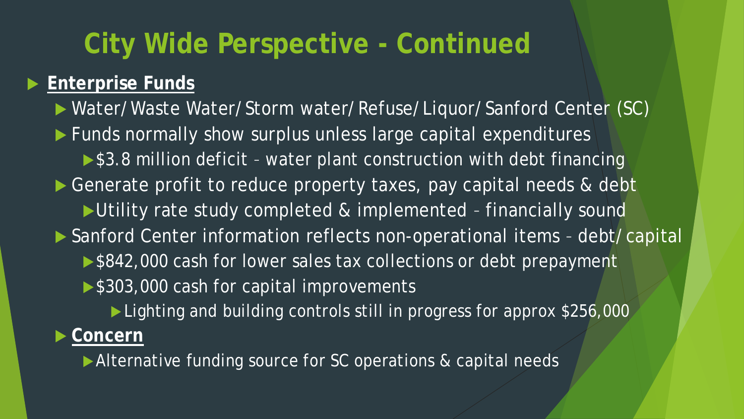# City Wide Perspective - Continued

- **Enterprise Funds**
  - Water/Waste Water/Storm water/Refuse/Liquor/Sanford Center (SC)
  - Funds normally show surplus unless large capital expenditures
    - $3.8 million deficit – water plant construction with debt financing
  - Generate profit to reduce property taxes, pay capital needs & debt
    - Utility rate study completed & implemented – financially sound
  - Sanford Center information reflects non-operational items – debt/capital
    - $842,000 cash for lower sales tax collections or debt prepayment
    - $303,000 cash for capital improvements
      - Lighting and building controls still in progress for approx $256,000
  - **Concern**
    - Alternative funding source for SC operations & capital needs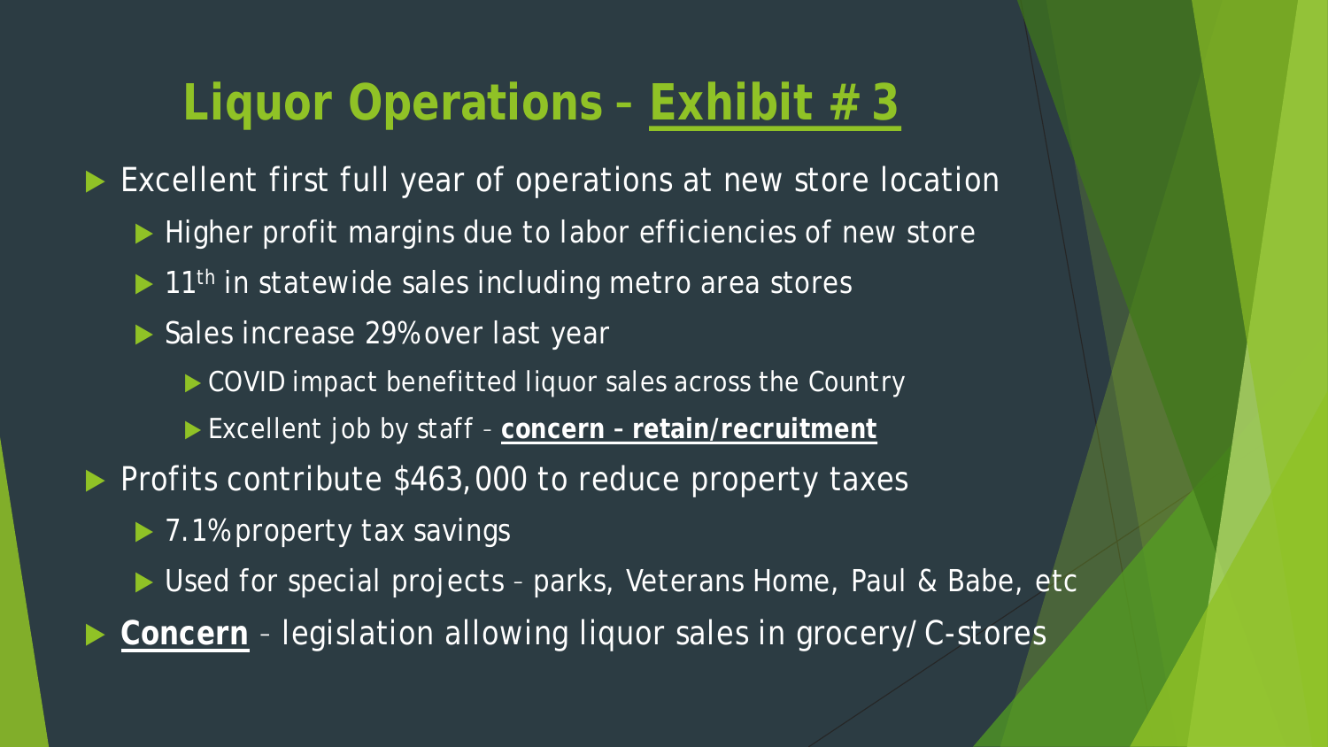# Liquor Operations – Exhibit # 3

- Excellent first full year of operations at new store location
  - Higher profit margins due to labor efficiencies of new store
  - 11th in statewide sales including metro area stores
  - Sales increase 29% over last year
    - COVID impact benefitted liquor sales across the Country
    - Excellent job by staff – **concern – retain/recruitment**
- Profits contribute $463,000 to reduce property taxes
  - 7.1% property tax savings
  - Used for special projects – parks, Veterans Home, Paul & Babe, etc
- **Concern** – legislation allowing liquor sales in grocery/C-stores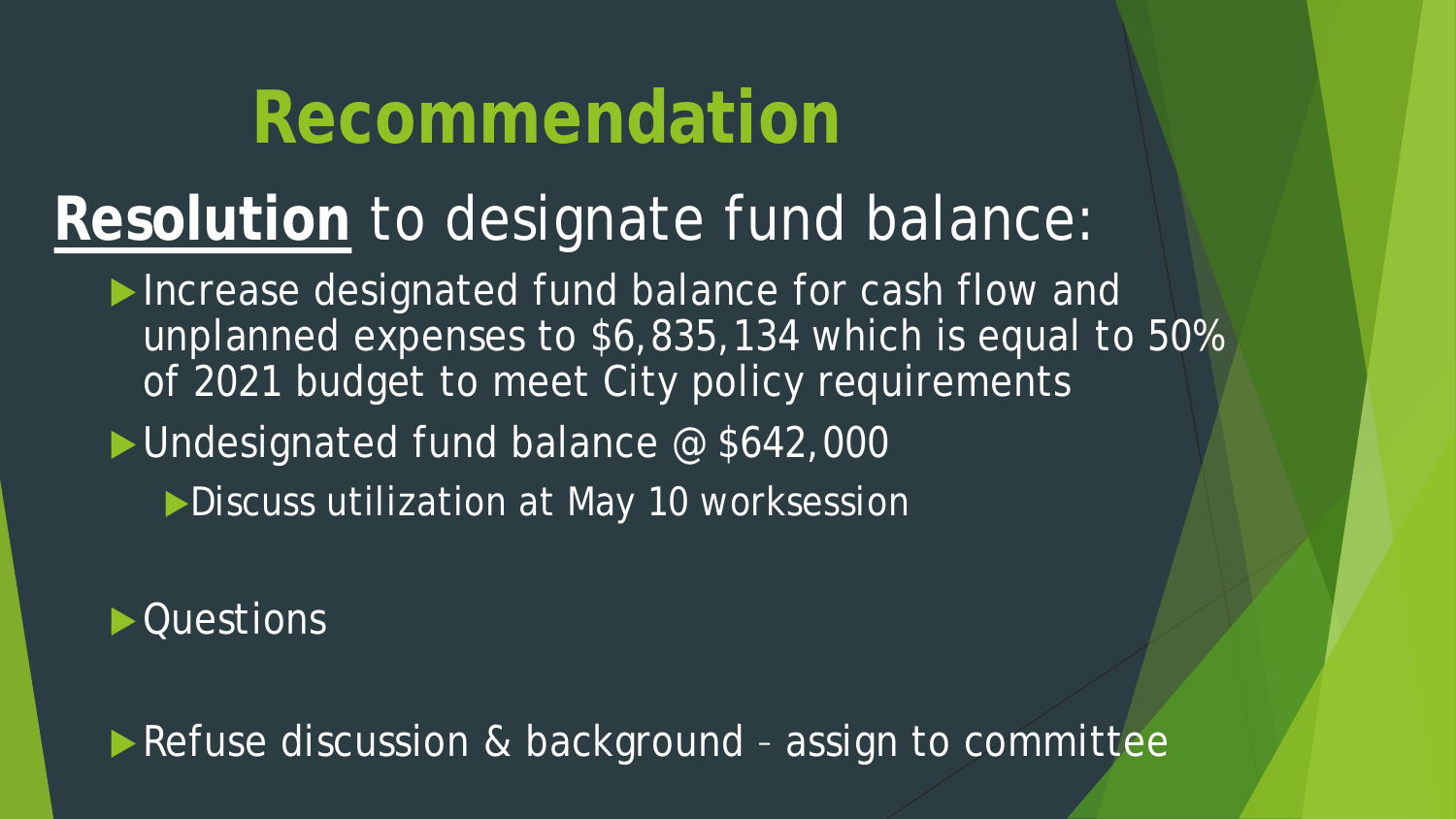# Recommendation

**Resolution** to designate fund balance:

- Increase designated fund balance for cash flow and unplanned expenses to $6,835,134 which is equal to 50% of 2021 budget to meet City policy requirements
- Undesignated fund balance @ $642,000
  - Discuss utilization at May 10 worksession
- Questions
- Refuse discussion & background – assign to committee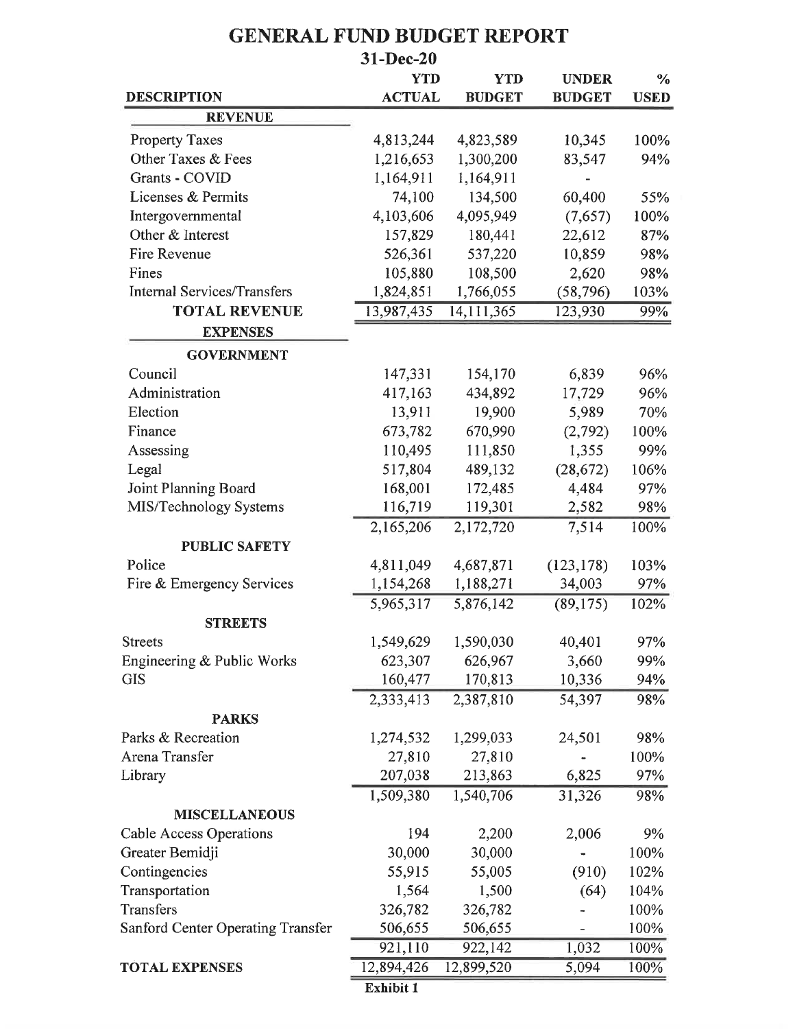# GENERAL FUND BUDGET REPORT

## 31-Dec-20

| DESCRIPTION | YTD ACTUAL | YTD BUDGET | UNDER BUDGET | % USED |
|---|---|---|---|---|
| **REVENUE** | | | | |
| Property Taxes | 4,813,244 | 4,823,589 | 10,345 | 100% |
| Other Taxes & Fees | 1,216,653 | 1,300,200 | 83,547 | 94% |
| Grants - COVID | 1,164,911 | 1,164,911 | - | |
| Licenses & Permits | 74,100 | 134,500 | 60,400 | 55% |
| Intergovernmental | 4,103,606 | 4,095,949 | (7,657) | 100% |
| Other & Interest | 157,829 | 180,441 | 22,612 | 87% |
| Fire Revenue | 526,361 | 537,220 | 10,859 | 98% |
| Fines | 105,880 | 108,500 | 2,620 | 98% |
| Internal Services/Transfers | 1,824,851 | 1,766,055 | (58,796) | 103% |
| **TOTAL REVENUE** | 13,987,435 | 14,111,365 | 123,930 | 99% |
| **EXPENSES** | | | | |
| **GOVERNMENT** | | | | |
| Council | 147,331 | 154,170 | 6,839 | 96% |
| Administration | 417,163 | 434,892 | 17,729 | 96% |
| Election | 13,911 | 19,900 | 5,989 | 70% |
| Finance | 673,782 | 670,990 | (2,792) | 100% |
| Assessing | 110,495 | 111,850 | 1,355 | 99% |
| Legal | 517,804 | 489,132 | (28,672) | 106% |
| Joint Planning Board | 168,001 | 172,485 | 4,484 | 97% |
| MIS/Technology Systems | 116,719 | 119,301 | 2,582 | 98% |
| | 2,165,206 | 2,172,720 | 7,514 | 100% |
| **PUBLIC SAFETY** | | | | |
| Police | 4,811,049 | 4,687,871 | (123,178) | 103% |
| Fire & Emergency Services | 1,154,268 | 1,188,271 | 34,003 | 97% |
| | 5,965,317 | 5,876,142 | (89,175) | 102% |
| **STREETS** | | | | |
| Streets | 1,549,629 | 1,590,030 | 40,401 | 97% |
| Engineering & Public Works | 623,307 | 626,967 | 3,660 | 99% |
| GIS | 160,477 | 170,813 | 10,336 | 94% |
| | 2,333,413 | 2,387,810 | 54,397 | 98% |
| **PARKS** | | | | |
| Parks & Recreation | 1,274,532 | 1,299,033 | 24,501 | 98% |
| Arena Transfer | 27,810 | 27,810 | - | 100% |
| Library | 207,038 | 213,863 | 6,825 | 97% |
| | 1,509,380 | 1,540,706 | 31,326 | 98% |
| **MISCELLANEOUS** | | | | |
| Cable Access Operations | 194 | 2,200 | 2,006 | 9% |
| Greater Bemidji | 30,000 | 30,000 | - | 100% |
| Contingencies | 55,915 | 55,005 | (910) | 102% |
| Transportation | 1,564 | 1,500 | (64) | 104% |
| Transfers | 326,782 | 326,782 | - | 100% |
| Sanford Center Operating Transfer | 506,655 | 506,655 | - | 100% |
| | 921,110 | 922,142 | 1,032 | 100% |
| **TOTAL EXPENSES** | 12,894,426 | 12,899,520 | 5,094 | 100% |

**Exhibit 1**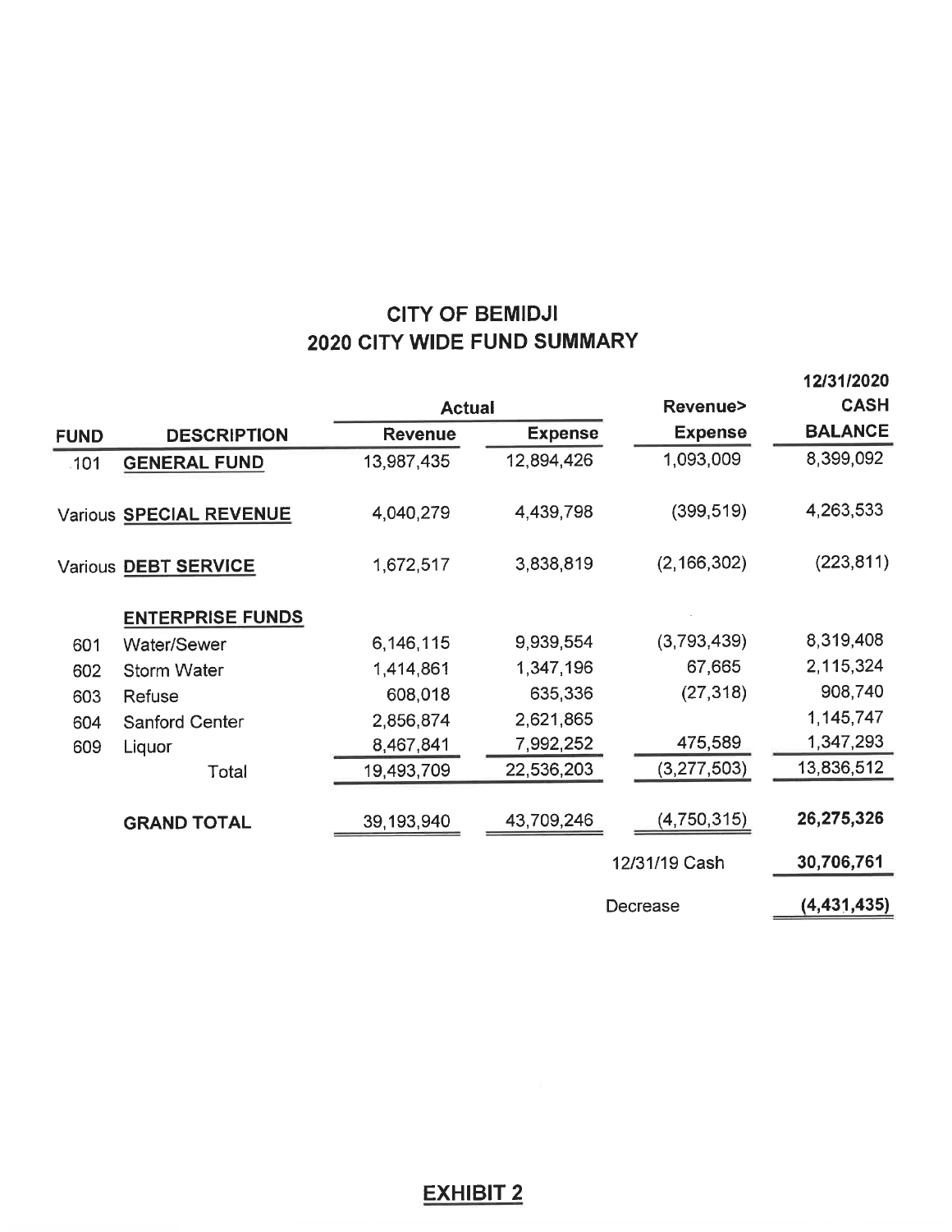## CITY OF BEMIDJI
## 2020 CITY WIDE FUND SUMMARY

| FUND | DESCRIPTION | Actual Revenue | Actual Expense | Revenue> Expense | 12/31/2020 CASH BALANCE |
|---|---|---|---|---|---|
| 101 | **GENERAL FUND** | 13,987,435 | 12,894,426 | 1,093,009 | 8,399,092 |
| Various | **SPECIAL REVENUE** | 4,040,279 | 4,439,798 | (399,519) | 4,263,533 |
| Various | **DEBT SERVICE** | 1,672,517 | 3,838,819 | (2,166,302) | (223,811) |
| | **ENTERPRISE FUNDS** | | | | |
| 601 | Water/Sewer | 6,146,115 | 9,939,554 | (3,793,439) | 8,319,408 |
| 602 | Storm Water | 1,414,861 | 1,347,196 | 67,665 | 2,115,324 |
| 603 | Refuse | 608,018 | 635,336 | (27,318) | 908,740 |
| 604 | Sanford Center | 2,856,874 | 2,621,865 | | 1,145,747 |
| 609 | Liquor | 8,467,841 | 7,992,252 | 475,589 | 1,347,293 |
| | Total | 19,493,709 | 22,536,203 | (3,277,503) | 13,836,512 |
| | **GRAND TOTAL** | 39,193,940 | 43,709,246 | (4,750,315) | **26,275,326** |
| | | | | 12/31/19 Cash | **30,706,761** |
| | | | | Decrease | **(4,431,435)** |

**EXHIBIT 2**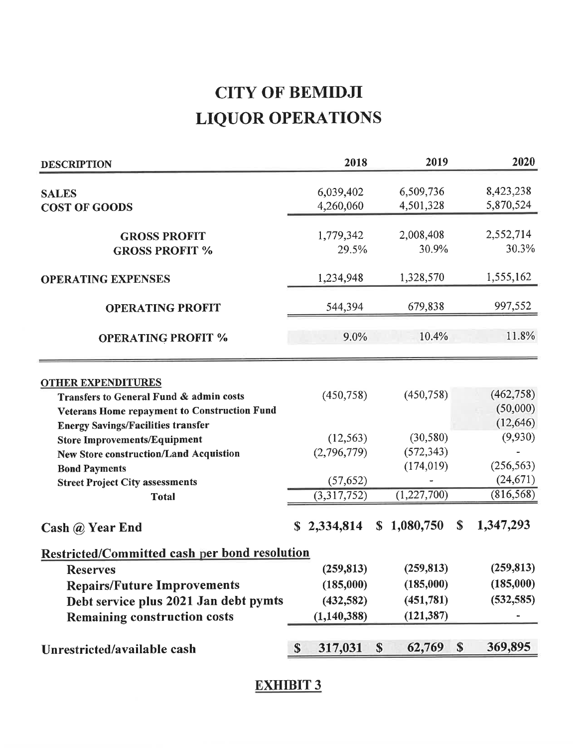# CITY OF BEMIDJI
# LIQUOR OPERATIONS

| DESCRIPTION | 2018 | 2019 | 2020 |
|---|---|---|---|
| **SALES** | 6,039,402 | 6,509,736 | 8,423,238 |
| **COST OF GOODS** | 4,260,060 | 4,501,328 | 5,870,524 |
| **GROSS PROFIT** | 1,779,342 | 2,008,408 | 2,552,714 |
| **GROSS PROFIT %** | 29.5% | 30.9% | 30.3% |
| **OPERATING EXPENSES** | 1,234,948 | 1,328,570 | 1,555,162 |
| **OPERATING PROFIT** | 544,394 | 679,838 | 997,552 |
| **OPERATING PROFIT %** | 9.0% | 10.4% | 11.8% |
| **OTHER EXPENDITURES** | | | |
| **Transfers to General Fund & admin costs** | (450,758) | (450,758) | (462,758) |
| **Veterans Home repayment to Construction Fund** | | | (50,000) |
| **Energy Savings/Facilities transfer** | | | (12,646) |
| **Store Improvements/Equipment** | (12,563) | (30,580) | (9,930) |
| **New Store construction/Land Acquistion** | (2,796,779) | (572,343) | - |
| **Bond Payments** | | (174,019) | (256,563) |
| **Street Project City assessments** | (57,652) | - | (24,671) |
| **Total** | (3,317,752) | (1,227,700) | (816,568) |
| **Cash @ Year End** | **$ 2,334,814** | **$ 1,080,750** | **$ 1,347,293** |
| **Restricted/Committed cash per bond resolution** | | | |
| **Reserves** | **(259,813)** | **(259,813)** | **(259,813)** |
| **Repairs/Future Improvements** | **(185,000)** | **(185,000)** | **(185,000)** |
| **Debt service plus 2021 Jan debt pymts** | **(432,582)** | **(451,781)** | **(532,585)** |
| **Remaining construction costs** | **(1,140,388)** | **(121,387)** | **-** |
| **Unrestricted/available cash** | **$ 317,031** | **$ 62,769** | **$ 369,895** |

**EXHIBIT 3**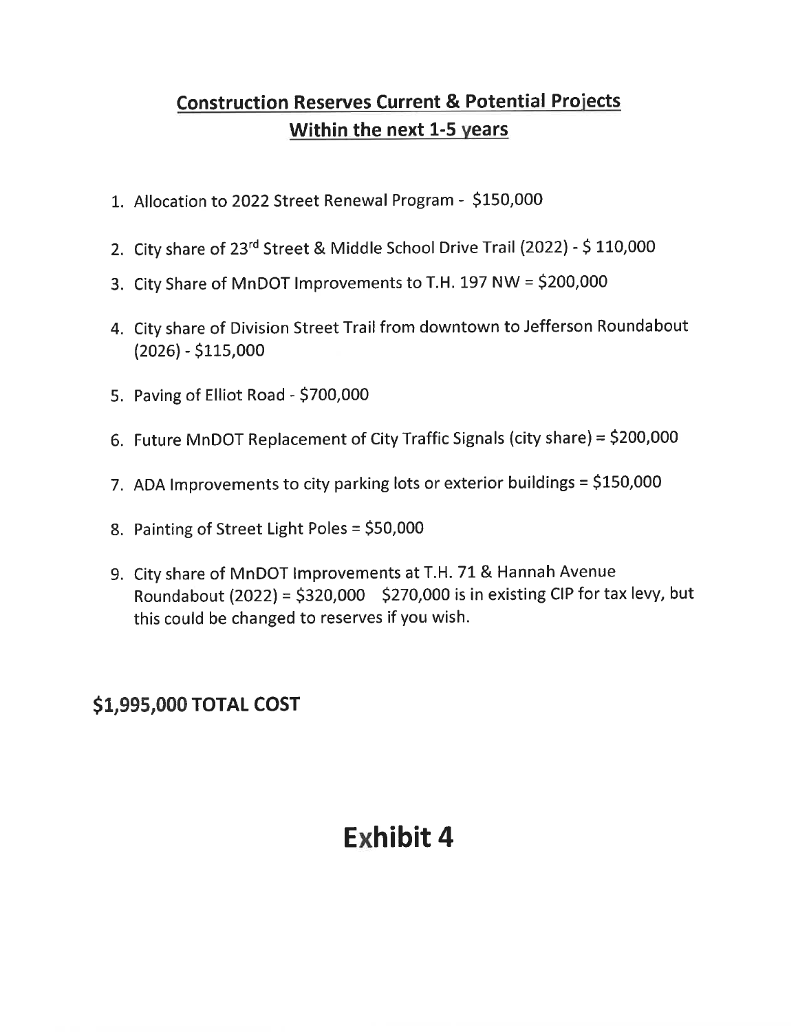## Construction Reserves Current & Potential Projects
## Within the next 1-5 years

1. Allocation to 2022 Street Renewal Program - $150,000
2. City share of 23rd Street & Middle School Drive Trail (2022) - $ 110,000
3. City Share of MnDOT Improvements to T.H. 197 NW = $200,000
4. City share of Division Street Trail from downtown to Jefferson Roundabout (2026) - $115,000
5. Paving of Elliot Road - $700,000
6. Future MnDOT Replacement of City Traffic Signals (city share) = $200,000
7. ADA Improvements to city parking lots or exterior buildings = $150,000
8. Painting of Street Light Poles = $50,000
9. City share of MnDOT Improvements at T.H. 71 & Hannah Avenue Roundabout (2022) = $320,000   $270,000 is in existing CIP for tax levy, but this could be changed to reserves if you wish.

**$1,995,000 TOTAL COST**

# Exhibit 4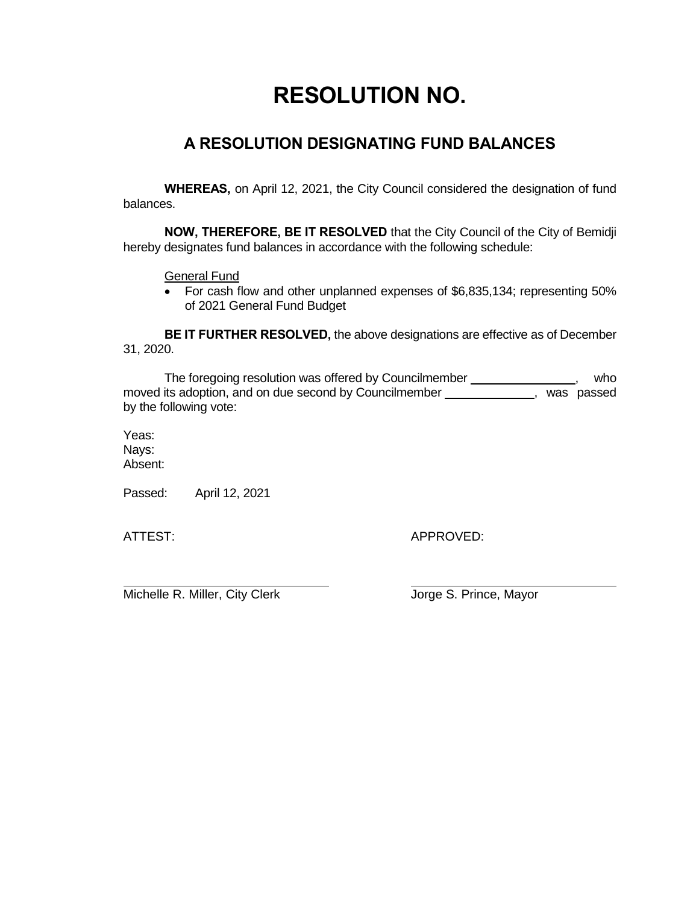# RESOLUTION NO.

## A RESOLUTION DESIGNATING FUND BALANCES

**WHEREAS,** on April 12, 2021, the City Council considered the designation of fund balances.

**NOW, THEREFORE, BE IT RESOLVED** that the City Council of the City of Bemidji hereby designates fund balances in accordance with the following schedule:

<u>General Fund</u>

- For cash flow and other unplanned expenses of $6,835,134; representing 50% of 2021 General Fund Budget

**BE IT FURTHER RESOLVED,** the above designations are effective as of December 31, 2020.

The foregoing resolution was offered by Councilmember ______________, who moved its adoption, and on due second by Councilmember ____________, was passed by the following vote:

Yeas:
Nays:
Absent:

Passed: April 12, 2021

ATTEST:

______________________________
Michelle R. Miller, City Clerk

APPROVED:

______________________________
Jorge S. Prince, Mayor